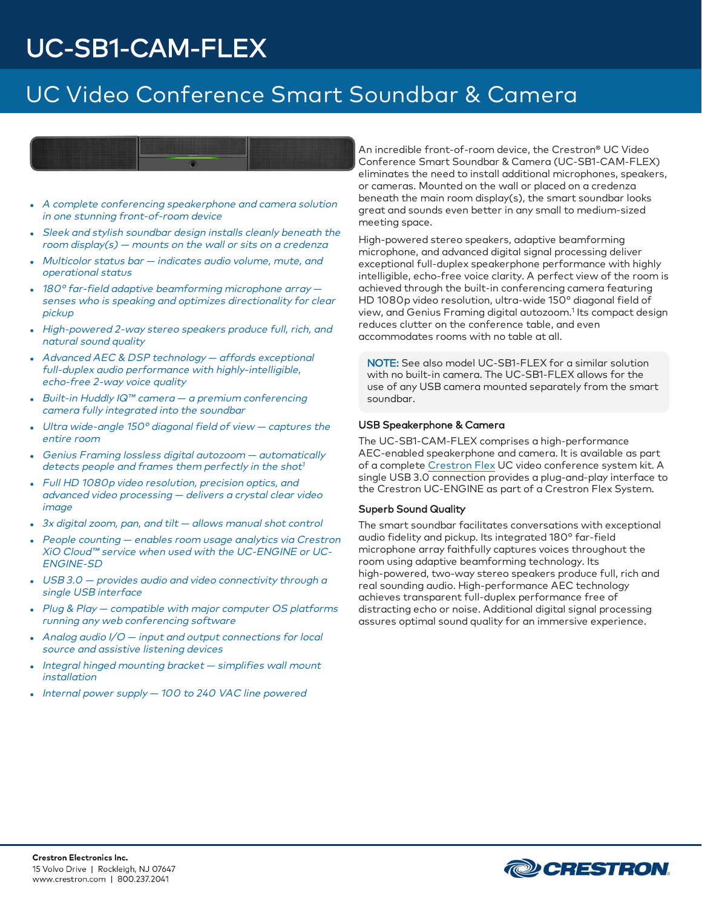# UC-SB1-CAM-FLEX

## UC Video Conference Smart Soundbar & Camera

- *A complete conferencing speakerphone and camera solution in one stunning front-of-room device*
- *Sleek and stylish soundbar design installs cleanly beneath the room display(s) — mounts on the wall or sits on a credenza*
- *Multicolor status bar — indicates audio volume, mute, and operational status*
- *180° far-field adaptive beamforming microphone array — senses who is speaking and optimizes directionality for clear pickup*
- *High-powered 2-way stereo speakers produce full, rich, and natural sound quality*
- *Advanced AEC & DSP technology — affords exceptional full-duplex audio performance with highly-intelligible, echo-free 2-way voice quality*
- *Built-in Huddly IQ™ camera — a premium conferencing camera fully integrated into the soundbar*
- *Ultra wide-angle 150° diagonal field of view — captures the entire room*
- *Genius Framing lossless digital autozoom — automatically detects people and frames them perfectly in the shot[1]*
- *Full HD 1080p video resolution, precision optics, and advanced video processing — delivers a crystal clear video image*
- *3x digital zoom, pan, and tilt — allows manual shot control*
- *People counting — enables room usage analytics via Crestron XiO Cloud™ service when used with the UC-ENGINE or UC-ENGINE-SD*
- *USB 3.0 — provides audio and video connectivity through a single USB interface*
- *Plug & Play — compatible with major computer OS platforms running any web conferencing software*
- *Analog audio I/O — input and output connections for local source and assistive listening devices*
- *Integral hinged mounting bracket — simplifies wall mount installation*
- *Internal power supply — 100 to 240 VAC line powered*

An incredible front-of-room device, the Crestron® UC Video Conference Smart Soundbar & Camera (UC-SB1-CAM-FLEX) eliminates the need to install additional microphones, speakers, or cameras. Mounted on the wall or placed on a credenza beneath the main room display(s), the smart soundbar looks great and sounds even better in any small to medium-sized meeting space.

High-powered stereo speakers, adaptive beamforming microphone, and advanced digital signal processing deliver exceptional full-duplex speakerphone performance with highly intelligible, echo-free voice clarity. A perfect view of the room is achieved through the built-in conferencing camera featuring HD 1080p video resolution, ultra-wide 150° diagonal field of view, and Genius Framing digital autozoom.[1] Its compact design reduces clutter on the conference table, and even accommodates rooms with no table at all.

**NOTE:** See also model UC-SB1-FLEX for a similar solution with no built-in camera. The UC-SB1-FLEX allows for the use of any USB camera mounted separately from the smart soundbar.

### USB Speakerphone & Camera

The UC-SB1-CAM-FLEX comprises a high-performance AEC-enabled speakerphone and camera. It is available as part of a complete Crestron Flex UC video conference system kit. A single USB 3.0 connection provides a plug-and-play interface to the Crestron UC-ENGINE as part of a Crestron Flex System.

### Superb Sound Quality

The smart soundbar facilitates conversations with exceptional audio fidelity and pickup. Its integrated 180° far-field microphone array faithfully captures voices throughout the room using adaptive beamforming technology. Its high-powered, two-way stereo speakers produce full, rich and real sounding audio. High-performance AEC technology achieves transparent full-duplex performance free of distracting echo or noise. Additional digital signal processing assures optimal sound quality for an immersive experience.

**Crestron Electronics Inc.**
15 Volvo Drive | Rockleigh, NJ 07647
www.crestron.com | 800.237.2041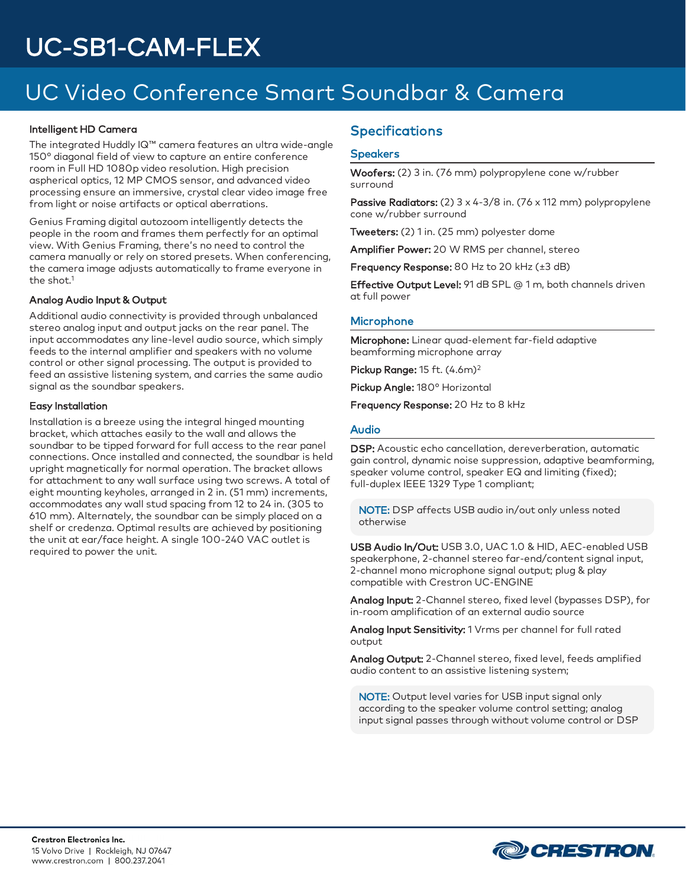# UC-SB1-CAM-FLEX

## UC Video Conference Smart Soundbar & Camera

### Intelligent HD Camera

The integrated Huddly IQ™ camera features an ultra wide-angle 150° diagonal field of view to capture an entire conference room in Full HD 1080p video resolution. High precision aspherical optics, 12 MP CMOS sensor, and advanced video processing ensure an immersive, crystal clear video image free from light or noise artifacts or optical aberrations.

Genius Framing digital autozoom intelligently detects the people in the room and frames them perfectly for an optimal view. With Genius Framing, there's no need to control the camera manually or rely on stored presets. When conferencing, the camera image adjusts automatically to frame everyone in the shot.[1]

### Analog Audio Input & Output

Additional audio connectivity is provided through unbalanced stereo analog input and output jacks on the rear panel. The input accommodates any line-level audio source, which simply feeds to the internal amplifier and speakers with no volume control or other signal processing. The output is provided to feed an assistive listening system, and carries the same audio signal as the soundbar speakers.

### Easy Installation

Installation is a breeze using the integral hinged mounting bracket, which attaches easily to the wall and allows the soundbar to be tipped forward for full access to the rear panel connections. Once installed and connected, the soundbar is held upright magnetically for normal operation. The bracket allows for attachment to any wall surface using two screws. A total of eight mounting keyholes, arranged in 2 in. (51 mm) increments, accommodates any wall stud spacing from 12 to 24 in. (305 to 610 mm). Alternately, the soundbar can be simply placed on a shelf or credenza. Optimal results are achieved by positioning the unit at ear/face height. A single 100-240 VAC outlet is required to power the unit.

## Specifications

### Speakers

**Woofers:** (2) 3 in. (76 mm) polypropylene cone w/rubber surround

**Passive Radiators:** (2) 3 x 4-3/8 in. (76 x 112 mm) polypropylene cone w/rubber surround

**Tweeters:** (2) 1 in. (25 mm) polyester dome

**Amplifier Power:** 20 W RMS per channel, stereo

**Frequency Response:** 80 Hz to 20 kHz (±3 dB)

**Effective Output Level:** 91 dB SPL @ 1 m, both channels driven at full power

### Microphone

**Microphone:** Linear quad-element far-field adaptive beamforming microphone array

**Pickup Range:** 15 ft. (4.6m)[2]

**Pickup Angle:** 180° Horizontal

**Frequency Response:** 20 Hz to 8 kHz

### Audio

**DSP:** Acoustic echo cancellation, dereverberation, automatic gain control, dynamic noise suppression, adaptive beamforming, speaker volume control, speaker EQ and limiting (fixed); full-duplex IEEE 1329 Type 1 compliant;

> NOTE: DSP affects USB audio in/out only unless noted otherwise

**USB Audio In/Out:** USB 3.0, UAC 1.0 & HID, AEC-enabled USB speakerphone, 2-channel stereo far-end/content signal input, 2-channel mono microphone signal output; plug & play compatible with Crestron UC-ENGINE

**Analog Input:** 2-Channel stereo, fixed level (bypasses DSP), for in-room amplification of an external audio source

**Analog Input Sensitivity:** 1 Vrms per channel for full rated output

**Analog Output:** 2-Channel stereo, fixed level, feeds amplified audio content to an assistive listening system;

> NOTE: Output level varies for USB input signal only according to the speaker volume control setting; analog input signal passes through without volume control or DSP

**Crestron Electronics Inc.**
15 Volvo Drive | Rockleigh, NJ 07647
www.crestron.com | 800.237.2041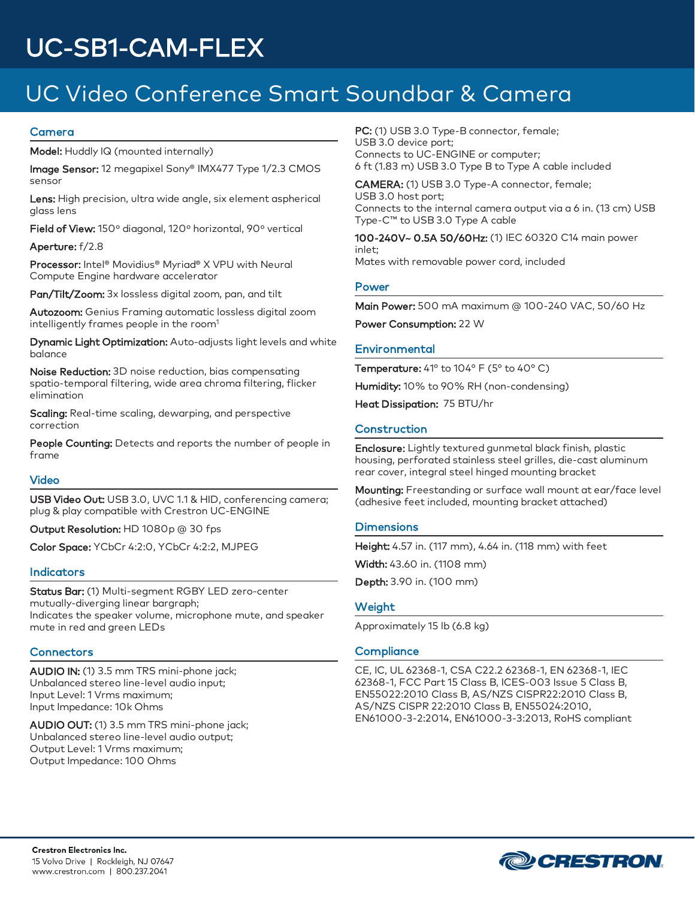# UC-SB1-CAM-FLEX

## UC Video Conference Smart Soundbar & Camera

### Camera

**Model:** Huddly IQ (mounted internally)

**Image Sensor:** 12 megapixel Sony® IMX477 Type 1/2.3 CMOS sensor

**Lens:** High precision, ultra wide angle, six element aspherical glass lens

**Field of View:** 150° diagonal, 120° horizontal, 90° vertical

**Aperture:** f/2.8

**Processor:** Intel® Movidius® Myriad® X VPU with Neural Compute Engine hardware accelerator

**Pan/Tilt/Zoom:** 3x lossless digital zoom, pan, and tilt

**Autozoom:** Genius Framing automatic lossless digital zoom intelligently frames people in the room[1]

**Dynamic Light Optimization:** Auto-adjusts light levels and white balance

**Noise Reduction:** 3D noise reduction, bias compensating spatio-temporal filtering, wide area chroma filtering, flicker elimination

**Scaling:** Real-time scaling, dewarping, and perspective correction

**People Counting:** Detects and reports the number of people in frame

### Video

**USB Video Out:** USB 3.0, UVC 1.1 & HID, conferencing camera; plug & play compatible with Crestron UC-ENGINE

**Output Resolution:** HD 1080p @ 30 fps

**Color Space:** YCbCr 4:2:0, YCbCr 4:2:2, MJPEG

### Indicators

**Status Bar:** (1) Multi-segment RGBY LED zero-center mutually-diverging linear bargraph;
Indicates the speaker volume, microphone mute, and speaker mute in red and green LEDs

### Connectors

**AUDIO IN:** (1) 3.5 mm TRS mini-phone jack;
Unbalanced stereo line-level audio input;
Input Level: 1 Vrms maximum;
Input Impedance: 10k Ohms

**AUDIO OUT:** (1) 3.5 mm TRS mini-phone jack;
Unbalanced stereo line-level audio output;
Output Level: 1 Vrms maximum;
Output Impedance: 100 Ohms

**PC:** (1) USB 3.0 Type-B connector, female;
USB 3.0 device port;
Connects to UC-ENGINE or computer;
6 ft (1.83 m) USB 3.0 Type B to Type A cable included

**CAMERA:** (1) USB 3.0 Type-A connector, female;
USB 3.0 host port;
Connects to the internal camera output via a 6 in. (13 cm) USB Type-C™ to USB 3.0 Type A cable

**100-240V~ 0.5A 50/60Hz:** (1) IEC 60320 C14 main power inlet;
Mates with removable power cord, included

### Power

**Main Power:** 500 mA maximum @ 100-240 VAC, 50/60 Hz

**Power Consumption:** 22 W

### Environmental

**Temperature:** 41° to 104° F (5° to 40° C)

**Humidity:** 10% to 90% RH (non-condensing)

**Heat Dissipation:** 75 BTU/hr

### Construction

**Enclosure:** Lightly textured gunmetal black finish, plastic housing, perforated stainless steel grilles, die-cast aluminum rear cover, integral steel hinged mounting bracket

**Mounting:** Freestanding or surface wall mount at ear/face level (adhesive feet included, mounting bracket attached)

### Dimensions

**Height:** 4.57 in. (117 mm), 4.64 in. (118 mm) with feet

**Width:** 43.60 in. (1108 mm)

**Depth:** 3.90 in. (100 mm)

### Weight

Approximately 15 lb (6.8 kg)

### Compliance

CE, IC, UL 62368-1, CSA C22.2 62368-1, EN 62368-1, IEC 62368-1, FCC Part 15 Class B, ICES-003 Issue 5 Class B, EN55022:2010 Class B, AS/NZS CISPR22:2010 Class B, AS/NZS CISPR 22:2010 Class B, EN55024:2010, EN61000-3-2:2014, EN61000-3-3:2013, RoHS compliant

**Crestron Electronics Inc.**
15 Volvo Drive | Rockleigh, NJ 07647
www.crestron.com | 800.237.2041

CRESTRON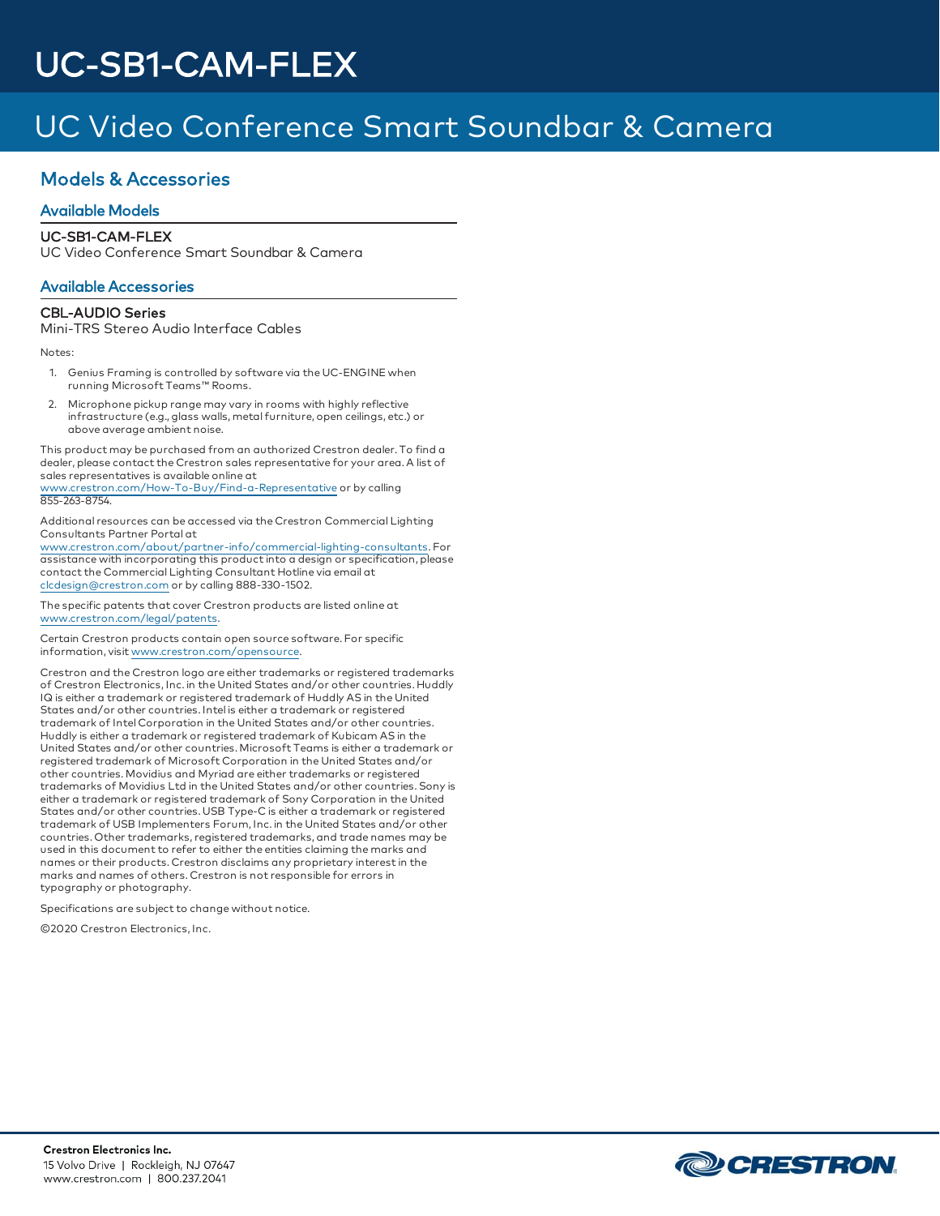# UC-SB1-CAM-FLEX

## UC Video Conference Smart Soundbar & Camera

## Models & Accessories

### Available Models

**UC-SB1-CAM-FLEX**
UC Video Conference Smart Soundbar & Camera

### Available Accessories

**CBL-AUDIO Series**
Mini-TRS Stereo Audio Interface Cables

Notes:

1. Genius Framing is controlled by software via the UC-ENGINE when running Microsoft Teams™ Rooms.
2. Microphone pickup range may vary in rooms with highly reflective infrastructure (e.g., glass walls, metal furniture, open ceilings, etc.) or above average ambient noise.

This product may be purchased from an authorized Crestron dealer. To find a dealer, please contact the Crestron sales representative for your area. A list of sales representatives is available online at www.crestron.com/How-To-Buy/Find-a-Representative or by calling 855-263-8754.

Additional resources can be accessed via the Crestron Commercial Lighting Consultants Partner Portal at www.crestron.com/about/partner-info/commercial-lighting-consultants. For assistance with incorporating this product into a design or specification, please contact the Commercial Lighting Consultant Hotline via email at clcdesign@crestron.com or by calling 888-330-1502.

The specific patents that cover Crestron products are listed online at www.crestron.com/legal/patents.

Certain Crestron products contain open source software. For specific information, visit www.crestron.com/opensource.

Crestron and the Crestron logo are either trademarks or registered trademarks of Crestron Electronics, Inc. in the United States and/or other countries. Huddly IQ is either a trademark or registered trademark of Huddly AS in the United States and/or other countries. Intel is either a trademark or registered trademark of Intel Corporation in the United States and/or other countries. Huddly is either a trademark or registered trademark of Kubicam AS in the United States and/or other countries. Microsoft Teams is either a trademark or registered trademark of Microsoft Corporation in the United States and/or other countries. Movidius and Myriad are either trademarks or registered trademarks of Movidius Ltd in the United States and/or other countries. Sony is either a trademark or registered trademark of Sony Corporation in the United States and/or other countries. USB Type-C is either a trademark or registered trademark of USB Implementers Forum, Inc. in the United States and/or other countries. Other trademarks, registered trademarks, and trade names may be used in this document to refer to either the entities claiming the marks and names or their products. Crestron disclaims any proprietary interest in the marks and names of others. Crestron is not responsible for errors in typography or photography.

Specifications are subject to change without notice.

©2020 Crestron Electronics, Inc.

**Crestron Electronics Inc.**
15 Volvo Drive | Rockleigh, NJ 07647
www.crestron.com | 800.237.2041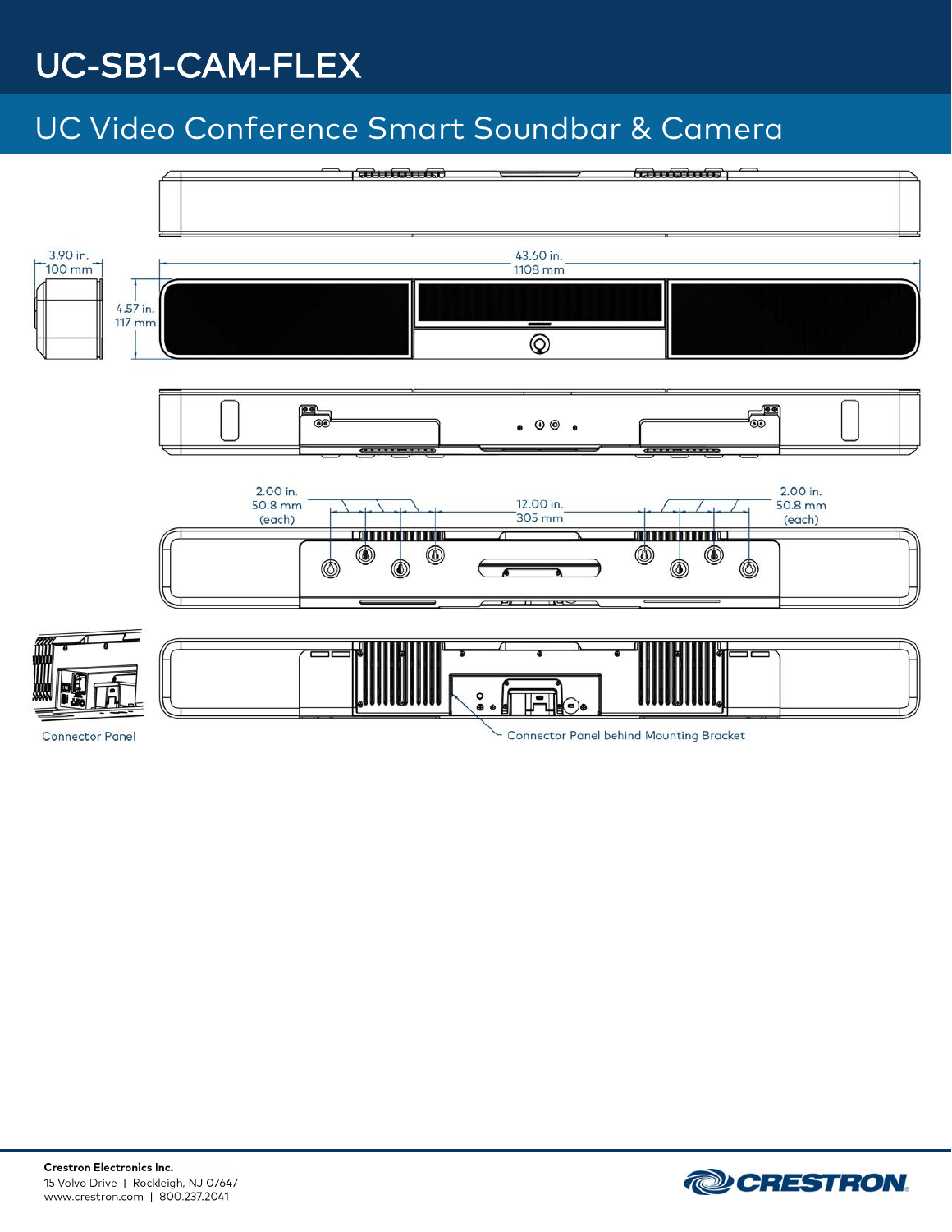# UC-SB1-CAM-FLEX

## UC Video Conference Smart Soundbar & Camera

3.90 in.
100 mm

43.60 in.
1108 mm

4.57 in.
117 mm

2.00 in.
50.8 mm
(each)

12.00 in.
305 mm

2.00 in.
50.8 mm
(each)

Connector Panel

Connector Panel behind Mounting Bracket

**Crestron Electronics Inc.**
15 Volvo Drive | Rockleigh, NJ 07647
www.crestron.com | 800.237.2041

CRESTRON